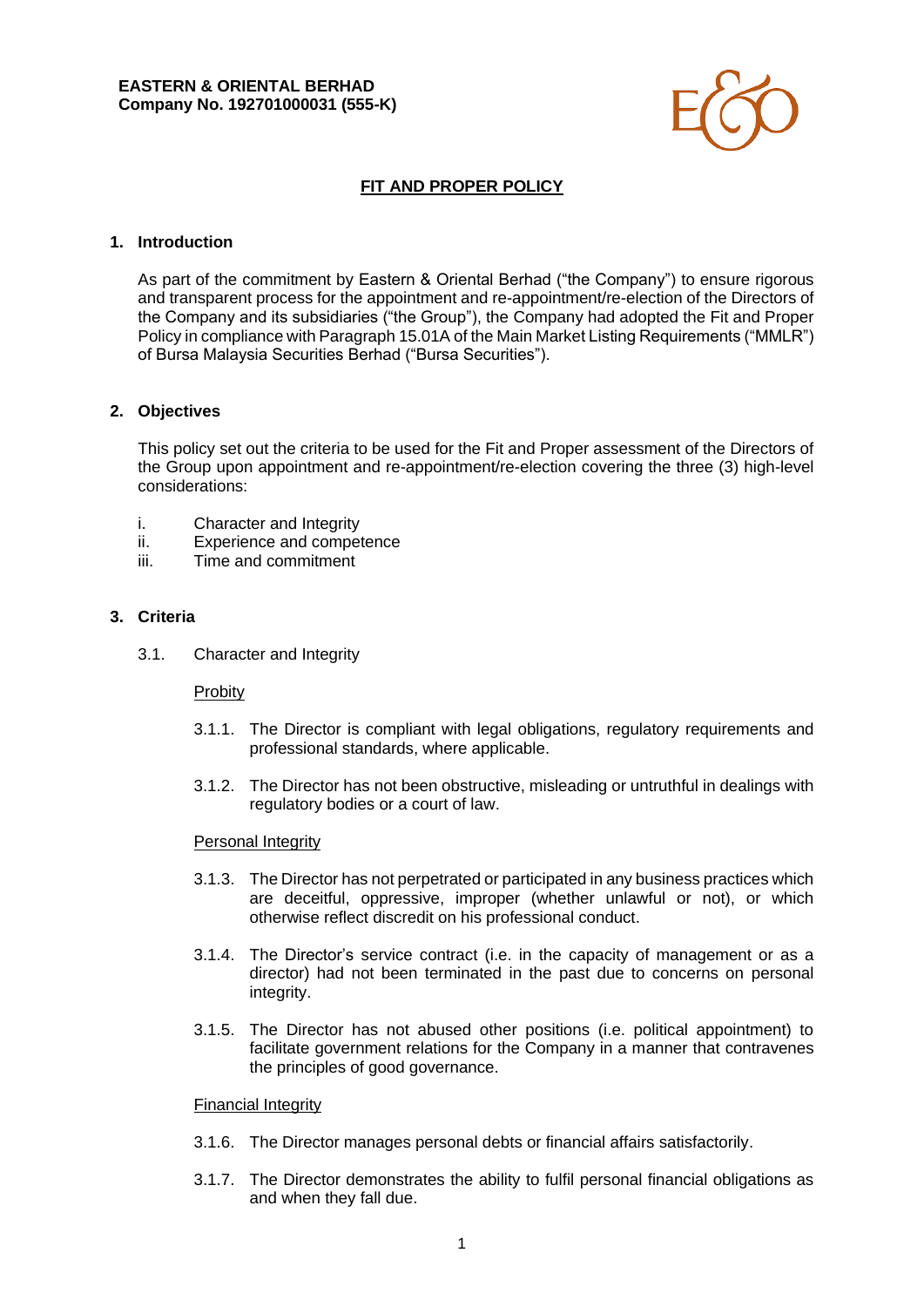**EASTERN & ORIENTAL BERHAD**
**Company No. 192701000031 (555-K)**

# FIT AND PROPER POLICY

## 1. Introduction

As part of the commitment by Eastern & Oriental Berhad ("the Company") to ensure rigorous and transparent process for the appointment and re-appointment/re-election of the Directors of the Company and its subsidiaries ("the Group"), the Company had adopted the Fit and Proper Policy in compliance with Paragraph 15.01A of the Main Market Listing Requirements ("MMLR") of Bursa Malaysia Securities Berhad ("Bursa Securities").

## 2. Objectives

This policy set out the criteria to be used for the Fit and Proper assessment of the Directors of the Group upon appointment and re-appointment/re-election covering the three (3) high-level considerations:

i. Character and Integrity
ii. Experience and competence
iii. Time and commitment

## 3. Criteria

### 3.1. Character and Integrity

Probity

3.1.1. The Director is compliant with legal obligations, regulatory requirements and professional standards, where applicable.

3.1.2. The Director has not been obstructive, misleading or untruthful in dealings with regulatory bodies or a court of law.

Personal Integrity

3.1.3. The Director has not perpetrated or participated in any business practices which are deceitful, oppressive, improper (whether unlawful or not), or which otherwise reflect discredit on his professional conduct.

3.1.4. The Director's service contract (i.e. in the capacity of management or as a director) had not been terminated in the past due to concerns on personal integrity.

3.1.5. The Director has not abused other positions (i.e. political appointment) to facilitate government relations for the Company in a manner that contravenes the principles of good governance.

Financial Integrity

3.1.6. The Director manages personal debts or financial affairs satisfactorily.

3.1.7. The Director demonstrates the ability to fulfil personal financial obligations as and when they fall due.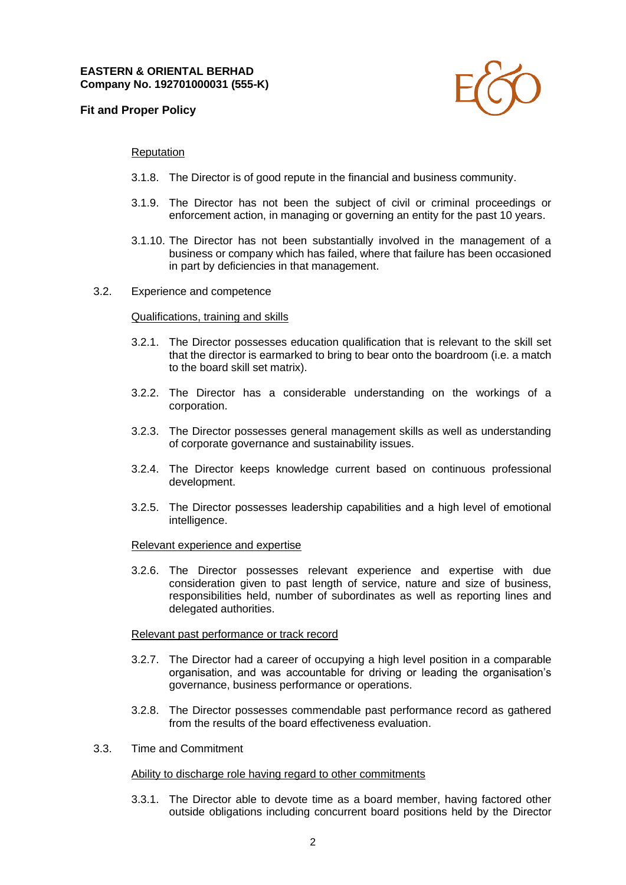<u>Reputation</u>

3.1.8. The Director is of good repute in the financial and business community.

3.1.9. The Director has not been the subject of civil or criminal proceedings or enforcement action, in managing or governing an entity for the past 10 years.

3.1.10. The Director has not been substantially involved in the management of a business or company which has failed, where that failure has been occasioned in part by deficiencies in that management.

3.2. Experience and competence

<u>Qualifications, training and skills</u>

3.2.1. The Director possesses education qualification that is relevant to the skill set that the director is earmarked to bring to bear onto the boardroom (i.e. a match to the board skill set matrix).

3.2.2. The Director has a considerable understanding on the workings of a corporation.

3.2.3. The Director possesses general management skills as well as understanding of corporate governance and sustainability issues.

3.2.4. The Director keeps knowledge current based on continuous professional development.

3.2.5. The Director possesses leadership capabilities and a high level of emotional intelligence.

<u>Relevant experience and expertise</u>

3.2.6. The Director possesses relevant experience and expertise with due consideration given to past length of service, nature and size of business, responsibilities held, number of subordinates as well as reporting lines and delegated authorities.

<u>Relevant past performance or track record</u>

3.2.7. The Director had a career of occupying a high level position in a comparable organisation, and was accountable for driving or leading the organisation's governance, business performance or operations.

3.2.8. The Director possesses commendable past performance record as gathered from the results of the board effectiveness evaluation.

3.3. Time and Commitment

<u>Ability to discharge role having regard to other commitments</u>

3.3.1. The Director able to devote time as a board member, having factored other outside obligations including concurrent board positions held by the Director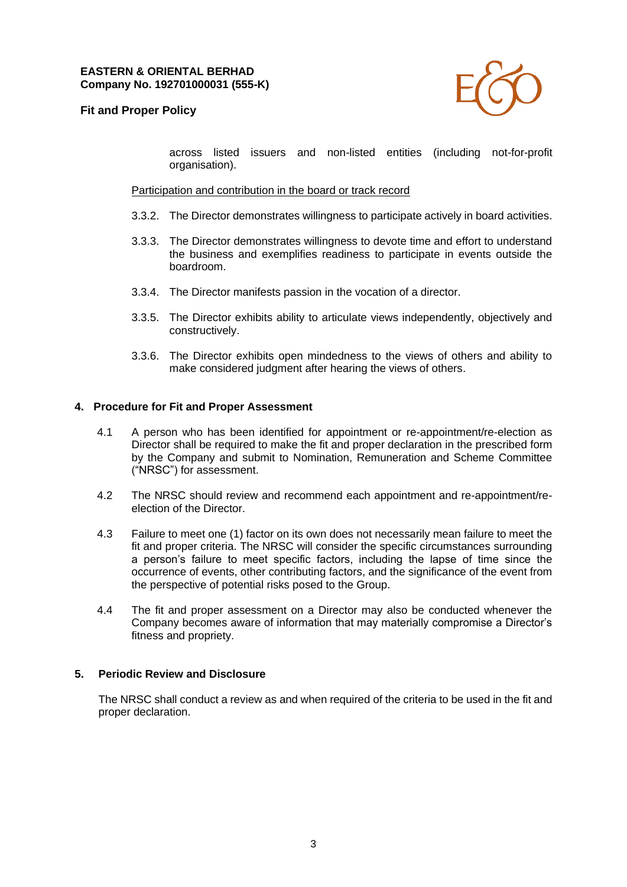across listed issuers and non-listed entities (including not-for-profit organisation).

<u>Participation and contribution in the board or track record</u>

3.3.2. The Director demonstrates willingness to participate actively in board activities.

3.3.3. The Director demonstrates willingness to devote time and effort to understand the business and exemplifies readiness to participate in events outside the boardroom.

3.3.4. The Director manifests passion in the vocation of a director.

3.3.5. The Director exhibits ability to articulate views independently, objectively and constructively.

3.3.6. The Director exhibits open mindedness to the views of others and ability to make considered judgment after hearing the views of others.

## 4. Procedure for Fit and Proper Assessment

4.1 A person who has been identified for appointment or re-appointment/re-election as Director shall be required to make the fit and proper declaration in the prescribed form by the Company and submit to Nomination, Remuneration and Scheme Committee ("NRSC") for assessment.

4.2 The NRSC should review and recommend each appointment and re-appointment/re-election of the Director.

4.3 Failure to meet one (1) factor on its own does not necessarily mean failure to meet the fit and proper criteria. The NRSC will consider the specific circumstances surrounding a person's failure to meet specific factors, including the lapse of time since the occurrence of events, other contributing factors, and the significance of the event from the perspective of potential risks posed to the Group.

4.4 The fit and proper assessment on a Director may also be conducted whenever the Company becomes aware of information that may materially compromise a Director's fitness and propriety.

## 5. Periodic Review and Disclosure

The NRSC shall conduct a review as and when required of the criteria to be used in the fit and proper declaration.